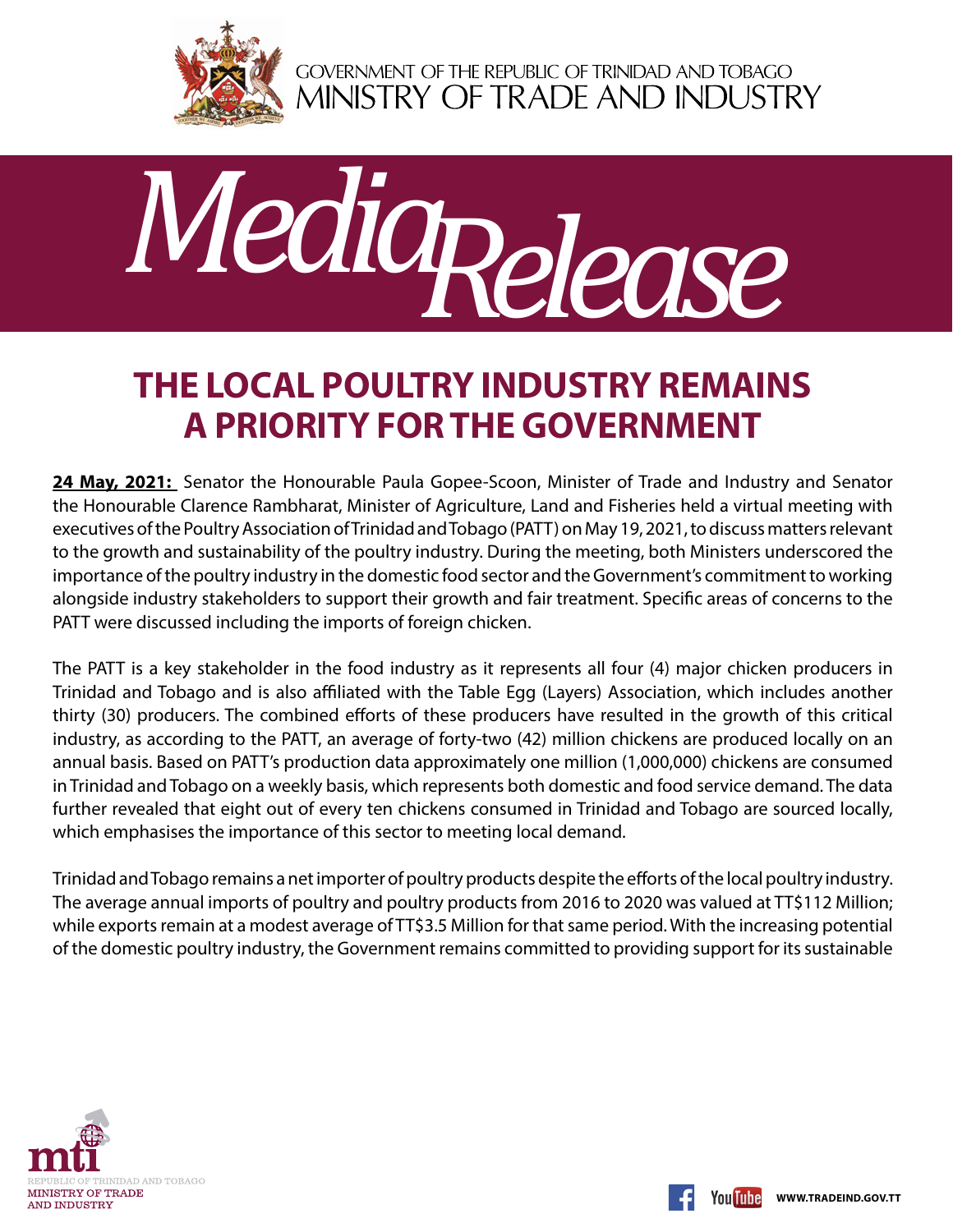GOVERNMENT OF THE REPUBLIC OF TRINIDAD AND TOBAGO
MINISTRY OF TRADE AND INDUSTRY

*Media Release*

# THE LOCAL POULTRY INDUSTRY REMAINS A PRIORITY FOR THE GOVERNMENT

**24 May, 2021:** Senator the Honourable Paula Gopee-Scoon, Minister of Trade and Industry and Senator the Honourable Clarence Rambharat, Minister of Agriculture, Land and Fisheries held a virtual meeting with executives of the Poultry Association of Trinidad and Tobago (PATT) on May 19, 2021, to discuss matters relevant to the growth and sustainability of the poultry industry. During the meeting, both Ministers underscored the importance of the poultry industry in the domestic food sector and the Government's commitment to working alongside industry stakeholders to support their growth and fair treatment. Specific areas of concerns to the PATT were discussed including the imports of foreign chicken.

The PATT is a key stakeholder in the food industry as it represents all four (4) major chicken producers in Trinidad and Tobago and is also affiliated with the Table Egg (Layers) Association, which includes another thirty (30) producers. The combined efforts of these producers have resulted in the growth of this critical industry, as according to the PATT, an average of forty-two (42) million chickens are produced locally on an annual basis. Based on PATT's production data approximately one million (1,000,000) chickens are consumed in Trinidad and Tobago on a weekly basis, which represents both domestic and food service demand. The data further revealed that eight out of every ten chickens consumed in Trinidad and Tobago are sourced locally, which emphasises the importance of this sector to meeting local demand.

Trinidad and Tobago remains a net importer of poultry products despite the efforts of the local poultry industry. The average annual imports of poultry and poultry products from 2016 to 2020 was valued at TT$112 Million; while exports remain at a modest average of TT$3.5 Million for that same period. With the increasing potential of the domestic poultry industry, the Government remains committed to providing support for its sustainable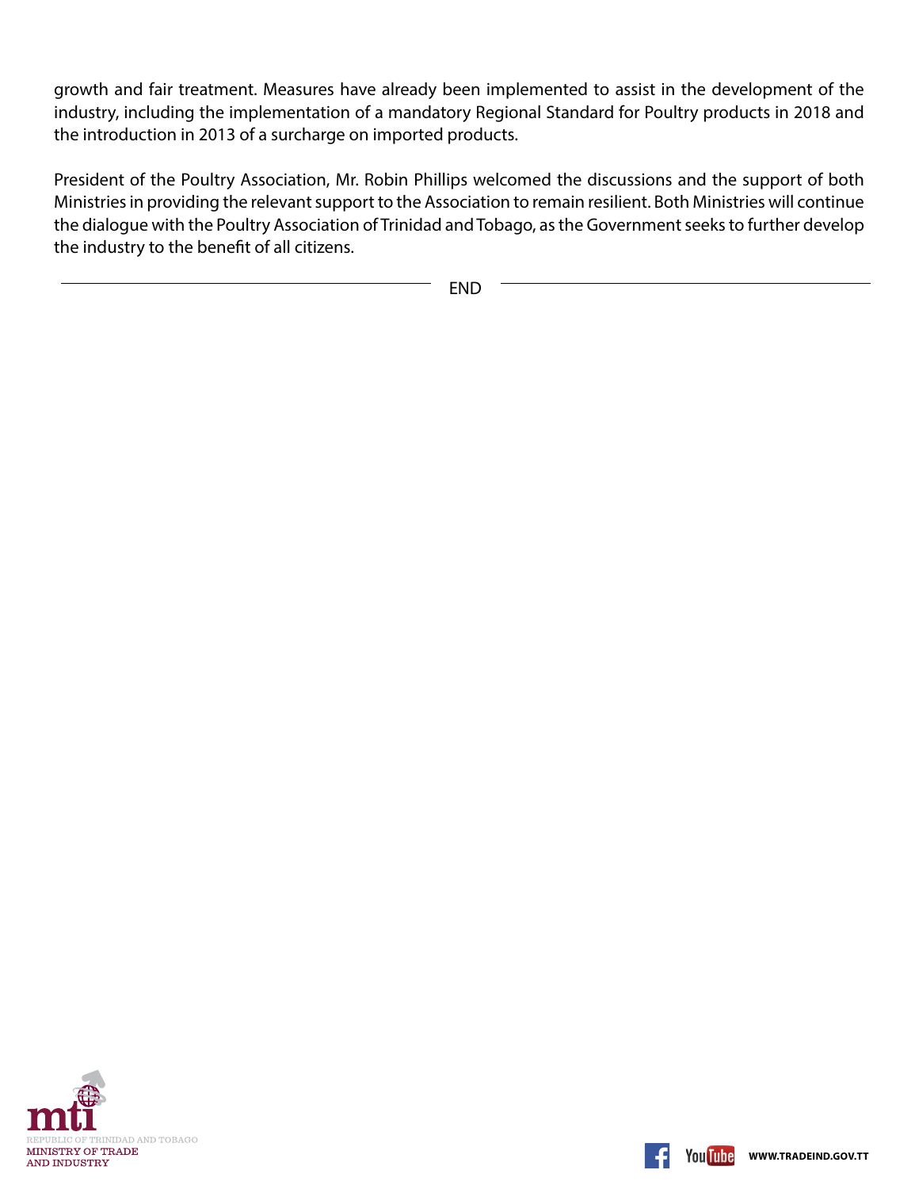growth and fair treatment. Measures have already been implemented to assist in the development of the industry, including the implementation of a mandatory Regional Standard for Poultry products in 2018 and the introduction in 2013 of a surcharge on imported products.

President of the Poultry Association, Mr. Robin Phillips welcomed the discussions and the support of both Ministries in providing the relevant support to the Association to remain resilient. Both Ministries will continue the dialogue with the Poultry Association of Trinidad and Tobago, as the Government seeks to further develop the industry to the benefit of all citizens.

END